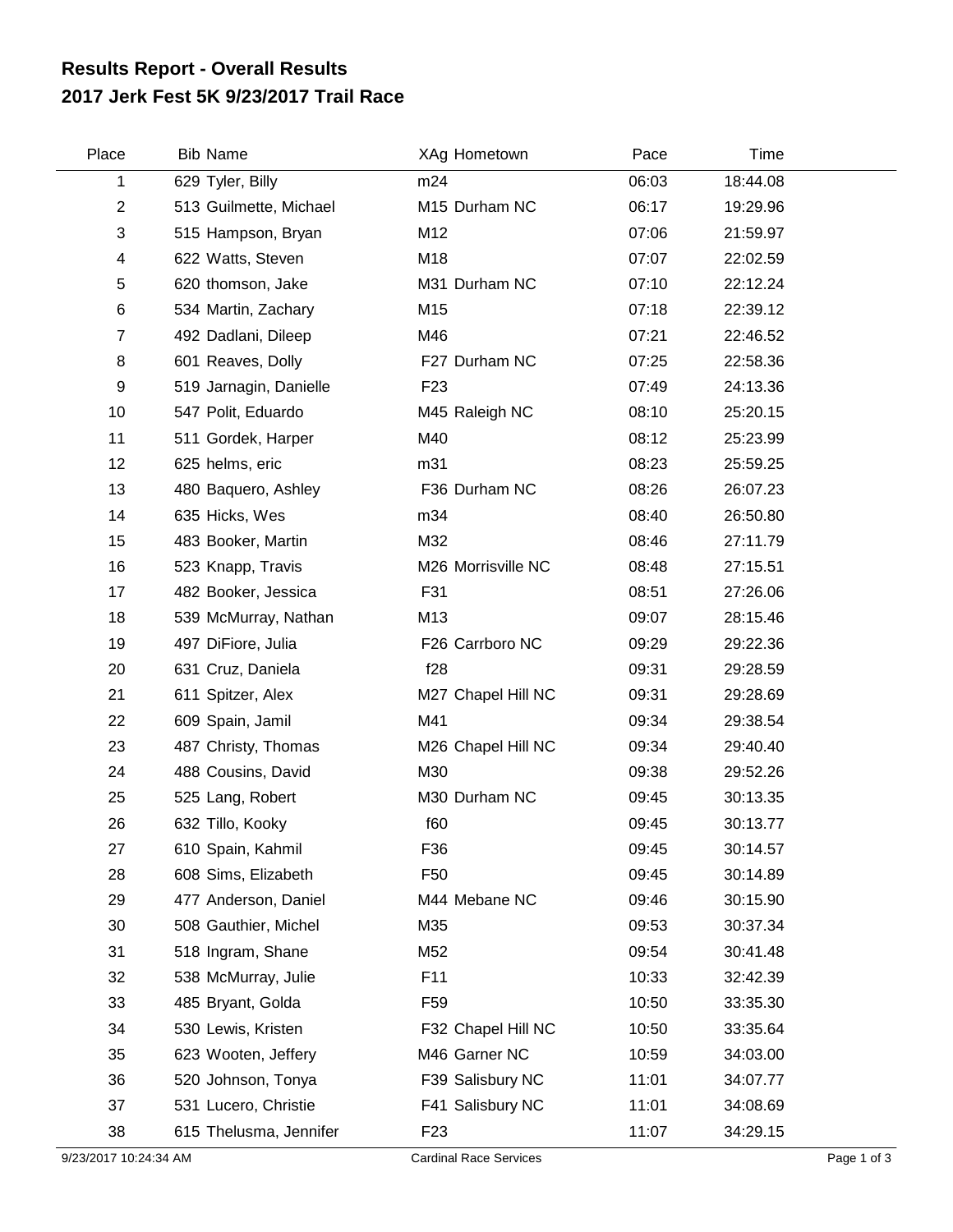# Results Report - Overall Results
## 2017 Jerk Fest 5K 9/23/2017 Trail Race

| Place | Bib | Name | XAg | Hometown | Pace | Time |
|---|---|---|---|---|---|---|
| 1 | 629 | Tyler, Billy | m24 | | 06:03 | 18:44.08 |
| 2 | 513 | Guilmette, Michael | M15 | Durham NC | 06:17 | 19:29.96 |
| 3 | 515 | Hampson, Bryan | M12 | | 07:06 | 21:59.97 |
| 4 | 622 | Watts, Steven | M18 | | 07:07 | 22:02.59 |
| 5 | 620 | thomson, Jake | M31 | Durham NC | 07:10 | 22:12.24 |
| 6 | 534 | Martin, Zachary | M15 | | 07:18 | 22:39.12 |
| 7 | 492 | Dadlani, Dileep | M46 | | 07:21 | 22:46.52 |
| 8 | 601 | Reaves, Dolly | F27 | Durham NC | 07:25 | 22:58.36 |
| 9 | 519 | Jarnagin, Danielle | F23 | | 07:49 | 24:13.36 |
| 10 | 547 | Polit, Eduardo | M45 | Raleigh NC | 08:10 | 25:20.15 |
| 11 | 511 | Gordek, Harper | M40 | | 08:12 | 25:23.99 |
| 12 | 625 | helms, eric | m31 | | 08:23 | 25:59.25 |
| 13 | 480 | Baquero, Ashley | F36 | Durham NC | 08:26 | 26:07.23 |
| 14 | 635 | Hicks, Wes | m34 | | 08:40 | 26:50.80 |
| 15 | 483 | Booker, Martin | M32 | | 08:46 | 27:11.79 |
| 16 | 523 | Knapp, Travis | M26 | Morrisville NC | 08:48 | 27:15.51 |
| 17 | 482 | Booker, Jessica | F31 | | 08:51 | 27:26.06 |
| 18 | 539 | McMurray, Nathan | M13 | | 09:07 | 28:15.46 |
| 19 | 497 | DiFiore, Julia | F26 | Carrboro NC | 09:29 | 29:22.36 |
| 20 | 631 | Cruz, Daniela | f28 | | 09:31 | 29:28.59 |
| 21 | 611 | Spitzer, Alex | M27 | Chapel Hill NC | 09:31 | 29:28.69 |
| 22 | 609 | Spain, Jamil | M41 | | 09:34 | 29:38.54 |
| 23 | 487 | Christy, Thomas | M26 | Chapel Hill NC | 09:34 | 29:40.40 |
| 24 | 488 | Cousins, David | M30 | | 09:38 | 29:52.26 |
| 25 | 525 | Lang, Robert | M30 | Durham NC | 09:45 | 30:13.35 |
| 26 | 632 | Tillo, Kooky | f60 | | 09:45 | 30:13.77 |
| 27 | 610 | Spain, Kahmil | F36 | | 09:45 | 30:14.57 |
| 28 | 608 | Sims, Elizabeth | F50 | | 09:45 | 30:14.89 |
| 29 | 477 | Anderson, Daniel | M44 | Mebane NC | 09:46 | 30:15.90 |
| 30 | 508 | Gauthier, Michel | M35 | | 09:53 | 30:37.34 |
| 31 | 518 | Ingram, Shane | M52 | | 09:54 | 30:41.48 |
| 32 | 538 | McMurray, Julie | F11 | | 10:33 | 32:42.39 |
| 33 | 485 | Bryant, Golda | F59 | | 10:50 | 33:35.30 |
| 34 | 530 | Lewis, Kristen | F32 | Chapel Hill NC | 10:50 | 33:35.64 |
| 35 | 623 | Wooten, Jeffery | M46 | Garner NC | 10:59 | 34:03.00 |
| 36 | 520 | Johnson, Tonya | F39 | Salisbury NC | 11:01 | 34:07.77 |
| 37 | 531 | Lucero, Christie | F41 | Salisbury NC | 11:01 | 34:08.69 |
| 38 | 615 | Thelusma, Jennifer | F23 | | 11:07 | 34:29.15 |

9/23/2017 10:24:34 AM Cardinal Race Services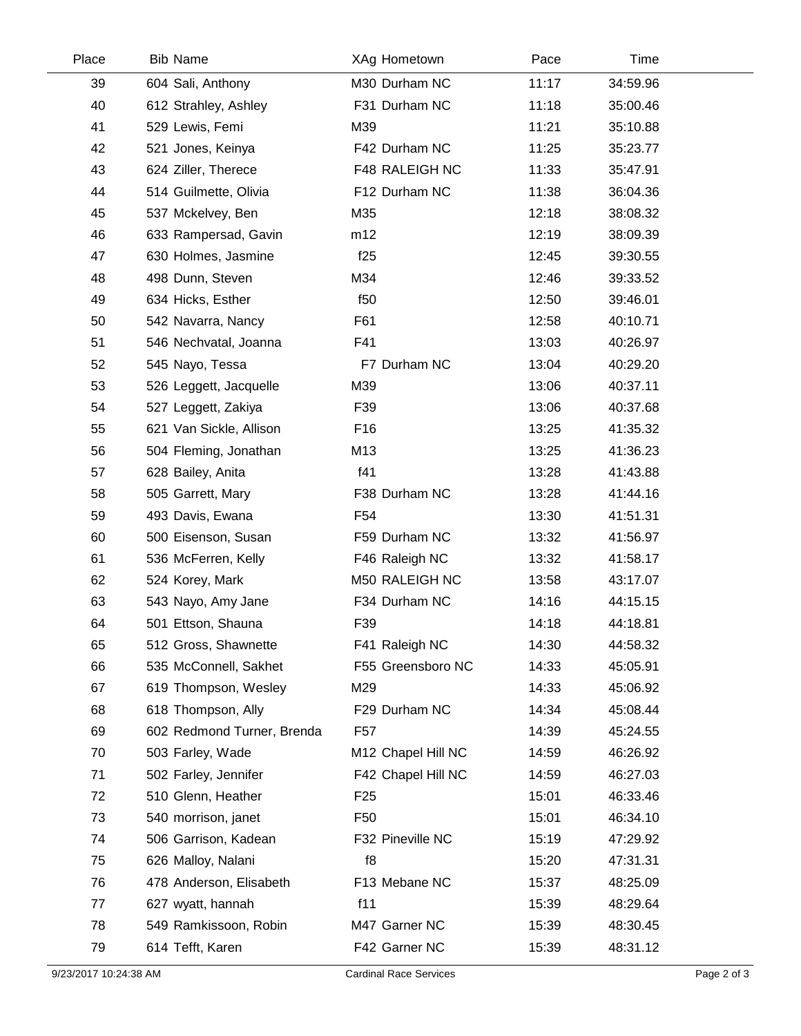| Place | Bib | Name | XAg | Hometown | Pace | Time |
|---|---|---|---|---|---|---|
| 39 | 604 | Sali, Anthony | M30 | Durham NC | 11:17 | 34:59.96 |
| 40 | 612 | Strahley, Ashley | F31 | Durham NC | 11:18 | 35:00.46 |
| 41 | 529 | Lewis, Femi | M39 | | 11:21 | 35:10.88 |
| 42 | 521 | Jones, Keinya | F42 | Durham NC | 11:25 | 35:23.77 |
| 43 | 624 | Ziller, Therece | F48 | RALEIGH NC | 11:33 | 35:47.91 |
| 44 | 514 | Guilmette, Olivia | F12 | Durham NC | 11:38 | 36:04.36 |
| 45 | 537 | Mckelvey, Ben | M35 | | 12:18 | 38:08.32 |
| 46 | 633 | Rampersad, Gavin | m12 | | 12:19 | 38:09.39 |
| 47 | 630 | Holmes, Jasmine | f25 | | 12:45 | 39:30.55 |
| 48 | 498 | Dunn, Steven | M34 | | 12:46 | 39:33.52 |
| 49 | 634 | Hicks, Esther | f50 | | 12:50 | 39:46.01 |
| 50 | 542 | Navarra, Nancy | F61 | | 12:58 | 40:10.71 |
| 51 | 546 | Nechvatal, Joanna | F41 | | 13:03 | 40:26.97 |
| 52 | 545 | Nayo, Tessa | F7 | Durham NC | 13:04 | 40:29.20 |
| 53 | 526 | Leggett, Jacquelle | M39 | | 13:06 | 40:37.11 |
| 54 | 527 | Leggett, Zakiya | F39 | | 13:06 | 40:37.68 |
| 55 | 621 | Van Sickle, Allison | F16 | | 13:25 | 41:35.32 |
| 56 | 504 | Fleming, Jonathan | M13 | | 13:25 | 41:36.23 |
| 57 | 628 | Bailey, Anita | f41 | | 13:28 | 41:43.88 |
| 58 | 505 | Garrett, Mary | F38 | Durham NC | 13:28 | 41:44.16 |
| 59 | 493 | Davis, Ewana | F54 | | 13:30 | 41:51.31 |
| 60 | 500 | Eisenson, Susan | F59 | Durham NC | 13:32 | 41:56.97 |
| 61 | 536 | McFerren, Kelly | F46 | Raleigh NC | 13:32 | 41:58.17 |
| 62 | 524 | Korey, Mark | M50 | RALEIGH NC | 13:58 | 43:17.07 |
| 63 | 543 | Nayo, Amy Jane | F34 | Durham NC | 14:16 | 44:15.15 |
| 64 | 501 | Ettson, Shauna | F39 | | 14:18 | 44:18.81 |
| 65 | 512 | Gross, Shawnette | F41 | Raleigh NC | 14:30 | 44:58.32 |
| 66 | 535 | McConnell, Sakhet | F55 | Greensboro NC | 14:33 | 45:05.91 |
| 67 | 619 | Thompson, Wesley | M29 | | 14:33 | 45:06.92 |
| 68 | 618 | Thompson, Ally | F29 | Durham NC | 14:34 | 45:08.44 |
| 69 | 602 | Redmond Turner, Brenda | F57 | | 14:39 | 45:24.55 |
| 70 | 503 | Farley, Wade | M12 | Chapel Hill NC | 14:59 | 46:26.92 |
| 71 | 502 | Farley, Jennifer | F42 | Chapel Hill NC | 14:59 | 46:27.03 |
| 72 | 510 | Glenn, Heather | F25 | | 15:01 | 46:33.46 |
| 73 | 540 | morrison, janet | F50 | | 15:01 | 46:34.10 |
| 74 | 506 | Garrison, Kadean | F32 | Pineville NC | 15:19 | 47:29.92 |
| 75 | 626 | Malloy, Nalani | f8 | | 15:20 | 47:31.31 |
| 76 | 478 | Anderson, Elisabeth | F13 | Mebane NC | 15:37 | 48:25.09 |
| 77 | 627 | wyatt, hannah | f11 | | 15:39 | 48:29.64 |
| 78 | 549 | Ramkissoon, Robin | M47 | Garner NC | 15:39 | 48:30.45 |
| 79 | 614 | Tefft, Karen | F42 | Garner NC | 15:39 | 48:31.12 |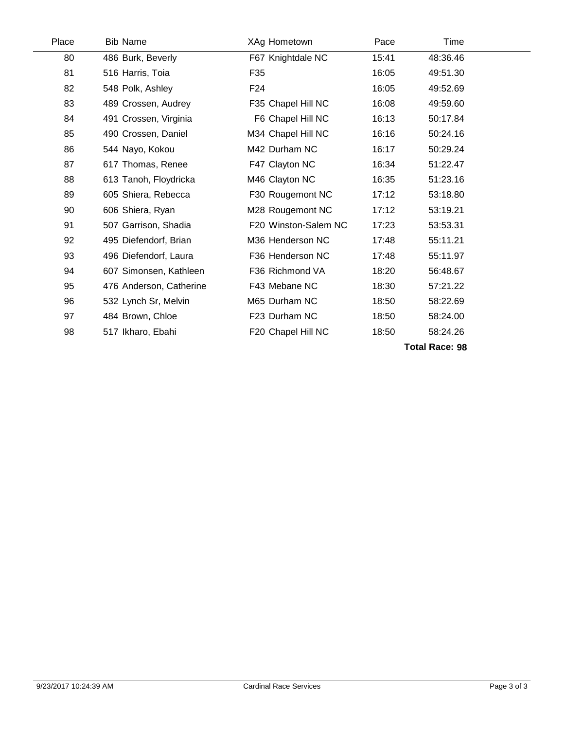| Place | Bib | Name | XAg | Hometown | Pace | Time |
|---|---|---|---|---|---|---|
| 80 | 486 | Burk, Beverly | F67 | Knightdale NC | 15:41 | 48:36.46 |
| 81 | 516 | Harris, Toia | F35 | | 16:05 | 49:51.30 |
| 82 | 548 | Polk, Ashley | F24 | | 16:05 | 49:52.69 |
| 83 | 489 | Crossen, Audrey | F35 | Chapel Hill NC | 16:08 | 49:59.60 |
| 84 | 491 | Crossen, Virginia | F6 | Chapel Hill NC | 16:13 | 50:17.84 |
| 85 | 490 | Crossen, Daniel | M34 | Chapel Hill NC | 16:16 | 50:24.16 |
| 86 | 544 | Nayo, Kokou | M42 | Durham NC | 16:17 | 50:29.24 |
| 87 | 617 | Thomas, Renee | F47 | Clayton NC | 16:34 | 51:22.47 |
| 88 | 613 | Tanoh, Floydricka | M46 | Clayton NC | 16:35 | 51:23.16 |
| 89 | 605 | Shiera, Rebecca | F30 | Rougemont NC | 17:12 | 53:18.80 |
| 90 | 606 | Shiera, Ryan | M28 | Rougemont NC | 17:12 | 53:19.21 |
| 91 | 507 | Garrison, Shadia | F20 | Winston-Salem NC | 17:23 | 53:53.31 |
| 92 | 495 | Diefendorf, Brian | M36 | Henderson NC | 17:48 | 55:11.21 |
| 93 | 496 | Diefendorf, Laura | F36 | Henderson NC | 17:48 | 55:11.97 |
| 94 | 607 | Simonsen, Kathleen | F36 | Richmond VA | 18:20 | 56:48.67 |
| 95 | 476 | Anderson, Catherine | F43 | Mebane NC | 18:30 | 57:21.22 |
| 96 | 532 | Lynch Sr, Melvin | M65 | Durham NC | 18:50 | 58:22.69 |
| 97 | 484 | Brown, Chloe | F23 | Durham NC | 18:50 | 58:24.00 |
| 98 | 517 | Ikharo, Ebahi | F20 | Chapel Hill NC | 18:50 | 58:24.26 |

**Total Race: 98**

9/23/2017 10:24:39 AM — Cardinal Race Services